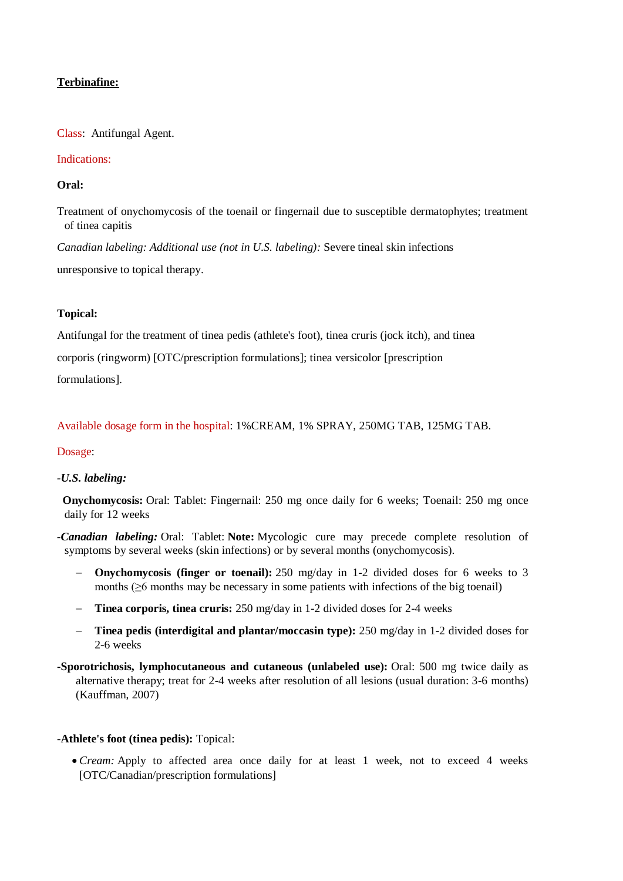**Terbinafine:**

Class: Antifungal Agent.

Indications:

**Oral:**

Treatment of onychomycosis of the toenail or fingernail due to susceptible dermatophytes; treatment of tinea capitis

*Canadian labeling: Additional use (not in U.S. labeling):* Severe tineal skin infections

unresponsive to topical therapy.

**Topical:**

Antifungal for the treatment of tinea pedis (athlete's foot), tinea cruris (jock itch), and tinea

corporis (ringworm) [OTC/prescription formulations]; tinea versicolor [prescription

formulations].

Available dosage form in the hospital: 1%CREAM, 1% SPRAY, 250MG TAB, 125MG TAB.

Dosage:

***-U.S. labeling:***

**Onychomycosis:** Oral: Tablet: Fingernail: 250 mg once daily for 6 weeks; Toenail: 250 mg once daily for 12 weeks

-***Canadian labeling:*** Oral: Tablet: **Note:** Mycologic cure may precede complete resolution of symptoms by several weeks (skin infections) or by several months (onychomycosis).

- **Onychomycosis (finger or toenail):** 250 mg/day in 1-2 divided doses for 6 weeks to 3 months (≥6 months may be necessary in some patients with infections of the big toenail)
- **Tinea corporis, tinea cruris:** 250 mg/day in 1-2 divided doses for 2-4 weeks
- **Tinea pedis (interdigital and plantar/moccasin type):** 250 mg/day in 1-2 divided doses for 2-6 weeks

**-Sporotrichosis, lymphocutaneous and cutaneous (unlabeled use):** Oral: 500 mg twice daily as alternative therapy; treat for 2-4 weeks after resolution of all lesions (usual duration: 3-6 months) (Kauffman, 2007)

**-Athlete's foot (tinea pedis):** Topical:

- *Cream:* Apply to affected area once daily for at least 1 week, not to exceed 4 weeks [OTC/Canadian/prescription formulations]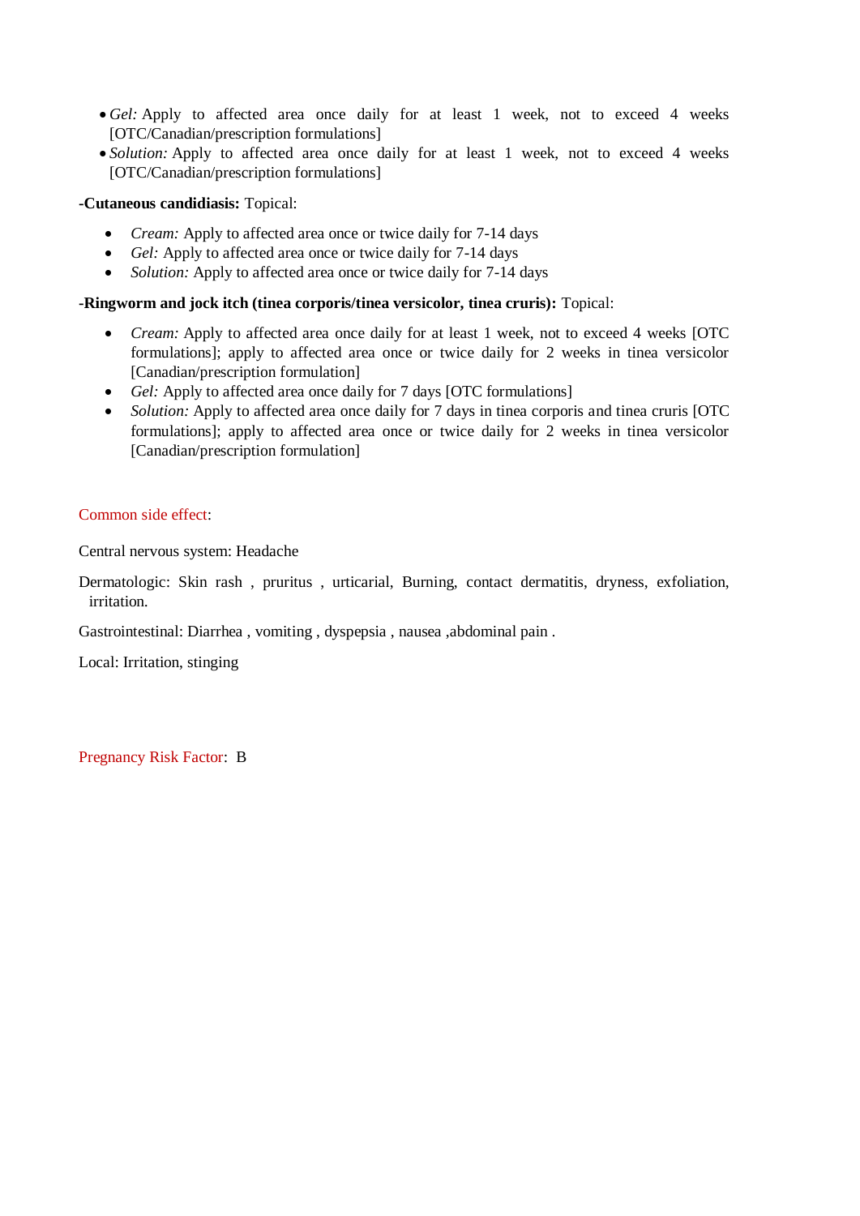- *Gel:* Apply to affected area once daily for at least 1 week, not to exceed 4 weeks [OTC/Canadian/prescription formulations]
- *Solution:* Apply to affected area once daily for at least 1 week, not to exceed 4 weeks [OTC/Canadian/prescription formulations]

**-Cutaneous candidiasis:** Topical:

- *Cream:* Apply to affected area once or twice daily for 7-14 days
- *Gel:* Apply to affected area once or twice daily for 7-14 days
- *Solution:* Apply to affected area once or twice daily for 7-14 days

**-Ringworm and jock itch (tinea corporis/tinea versicolor, tinea cruris):** Topical:

- *Cream:* Apply to affected area once daily for at least 1 week, not to exceed 4 weeks [OTC formulations]; apply to affected area once or twice daily for 2 weeks in tinea versicolor [Canadian/prescription formulation]
- *Gel:* Apply to affected area once daily for 7 days [OTC formulations]
- *Solution:* Apply to affected area once daily for 7 days in tinea corporis and tinea cruris [OTC formulations]; apply to affected area once or twice daily for 2 weeks in tinea versicolor [Canadian/prescription formulation]

Common side effect:

Central nervous system: Headache

Dermatologic: Skin rash , pruritus , urticarial, Burning, contact dermatitis, dryness, exfoliation, irritation.

Gastrointestinal: Diarrhea , vomiting , dyspepsia , nausea ,abdominal pain .

Local: Irritation, stinging

Pregnancy Risk Factor: B